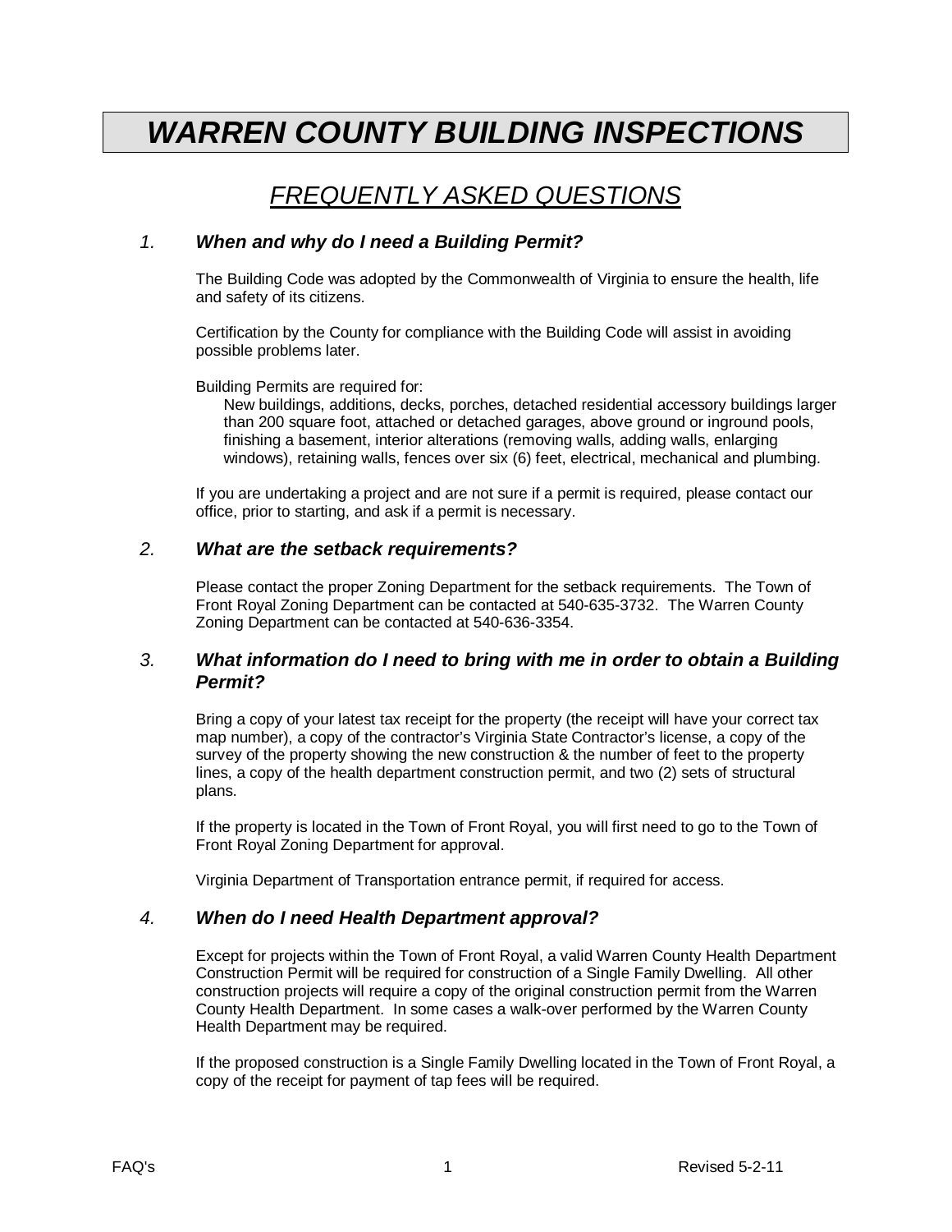# *WARREN COUNTY BUILDING INSPECTIONS*

## *FREQUENTLY ASKED QUESTIONS*

### *1. When and why do I need a Building Permit?*

The Building Code was adopted by the Commonwealth of Virginia to ensure the health, life and safety of its citizens.

Certification by the County for compliance with the Building Code will assist in avoiding possible problems later.

Building Permits are required for:

New buildings, additions, decks, porches, detached residential accessory buildings larger than 200 square foot, attached or detached garages, above ground or inground pools, finishing a basement, interior alterations (removing walls, adding walls, enlarging windows), retaining walls, fences over six (6) feet, electrical, mechanical and plumbing.

If you are undertaking a project and are not sure if a permit is required, please contact our office, prior to starting, and ask if a permit is necessary.

### *2. What are the setback requirements?*

Please contact the proper Zoning Department for the setback requirements. The Town of Front Royal Zoning Department can be contacted at 540-635-3732. The Warren County Zoning Department can be contacted at 540-636-3354.

### *3. What information do I need to bring with me in order to obtain a Building Permit?*

Bring a copy of your latest tax receipt for the property (the receipt will have your correct tax map number), a copy of the contractor's Virginia State Contractor's license, a copy of the survey of the property showing the new construction & the number of feet to the property lines, a copy of the health department construction permit, and two (2) sets of structural plans.

If the property is located in the Town of Front Royal, you will first need to go to the Town of Front Royal Zoning Department for approval.

Virginia Department of Transportation entrance permit, if required for access.

### *4. When do I need Health Department approval?*

Except for projects within the Town of Front Royal, a valid Warren County Health Department Construction Permit will be required for construction of a Single Family Dwelling. All other construction projects will require a copy of the original construction permit from the Warren County Health Department. In some cases a walk-over performed by the Warren County Health Department may be required.

If the proposed construction is a Single Family Dwelling located in the Town of Front Royal, a copy of the receipt for payment of tap fees will be required.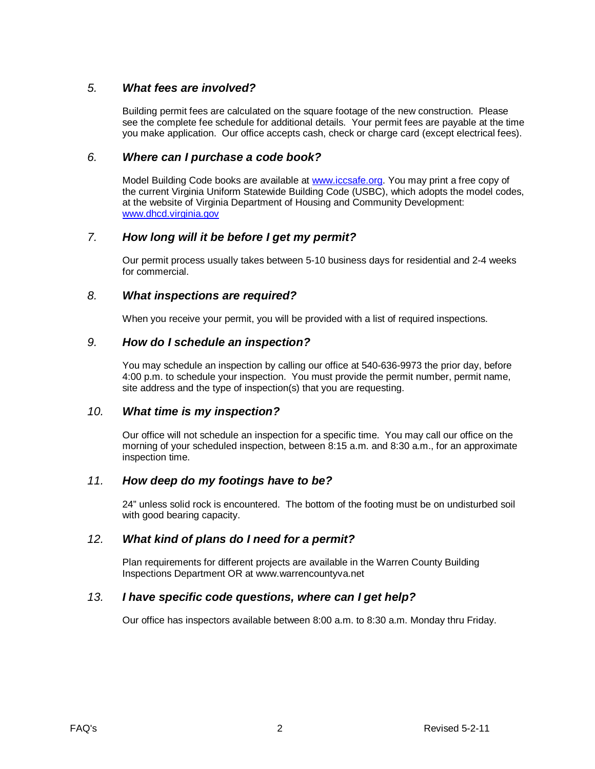### 5. *What fees are involved?*

Building permit fees are calculated on the square footage of the new construction. Please see the complete fee schedule for additional details. Your permit fees are payable at the time you make application. Our office accepts cash, check or charge card (except electrical fees).

### 6. *Where can I purchase a code book?*

Model Building Code books are available at [www.iccsafe.org](http://www.iccsafe.org). You may print a free copy of the current Virginia Uniform Statewide Building Code (USBC), which adopts the model codes, at the website of Virginia Department of Housing and Community Development: [www.dhcd.virginia.gov](http://www.dhcd.virginia.gov)

### 7. *How long will it be before I get my permit?*

Our permit process usually takes between 5-10 business days for residential and 2-4 weeks for commercial.

### 8. *What inspections are required?*

When you receive your permit, you will be provided with a list of required inspections.

### 9. *How do I schedule an inspection?*

You may schedule an inspection by calling our office at 540-636-9973 the prior day, before 4:00 p.m. to schedule your inspection. You must provide the permit number, permit name, site address and the type of inspection(s) that you are requesting.

### 10. *What time is my inspection?*

Our office will not schedule an inspection for a specific time. You may call our office on the morning of your scheduled inspection, between 8:15 a.m. and 8:30 a.m., for an approximate inspection time.

### 11. *How deep do my footings have to be?*

24" unless solid rock is encountered. The bottom of the footing must be on undisturbed soil with good bearing capacity.

### 12. *What kind of plans do I need for a permit?*

Plan requirements for different projects are available in the Warren County Building Inspections Department OR at www.warrencountyva.net

### 13. *I have specific code questions, where can I get help?*

Our office has inspectors available between 8:00 a.m. to 8:30 a.m. Monday thru Friday.